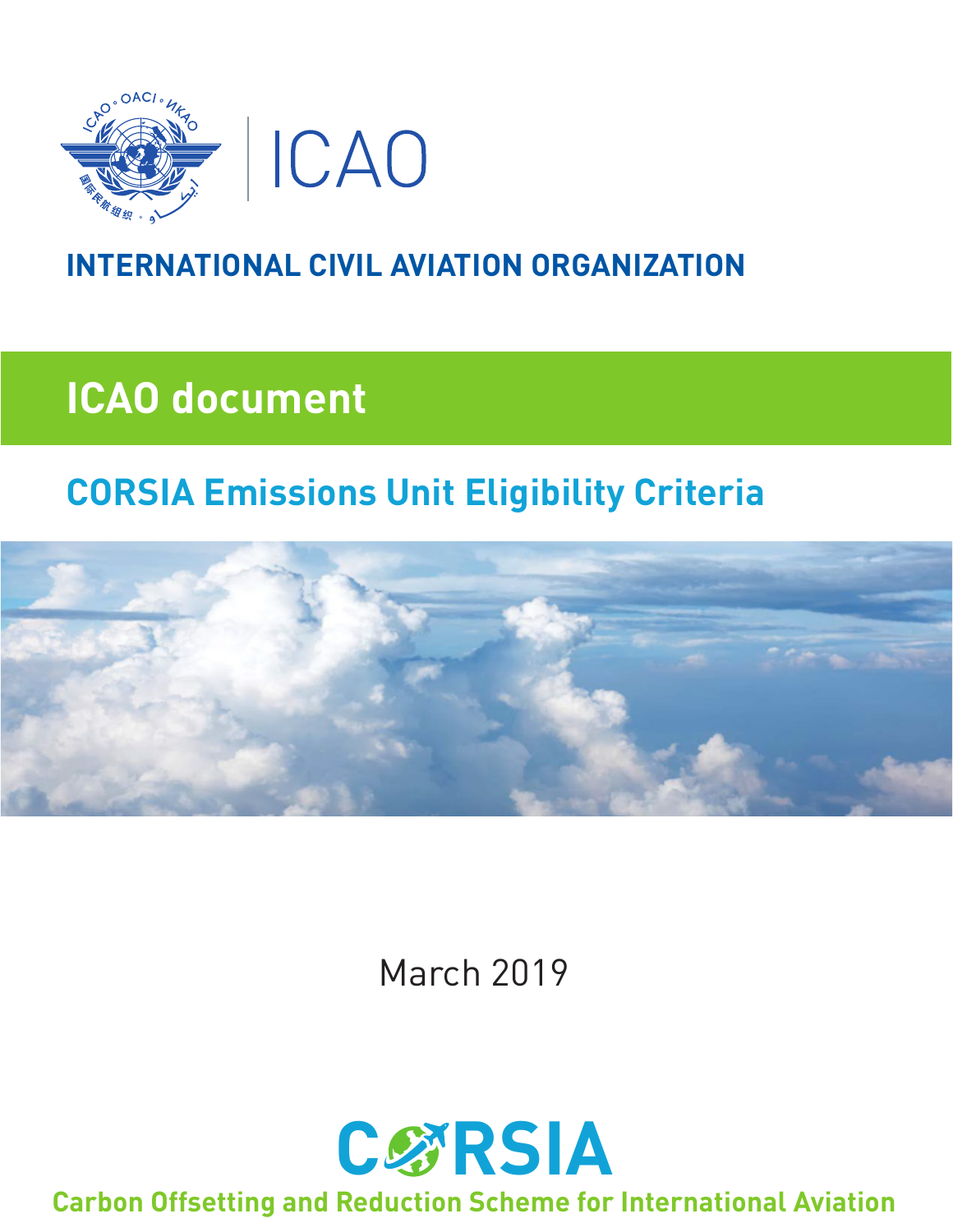ICAO

**INTERNATIONAL CIVIL AVIATION ORGANIZATION**

# ICAO document

## CORSIA Emissions Unit Eligibility Criteria

March 2019

**CORSIA**

**Carbon Offsetting and Reduction Scheme for International Aviation**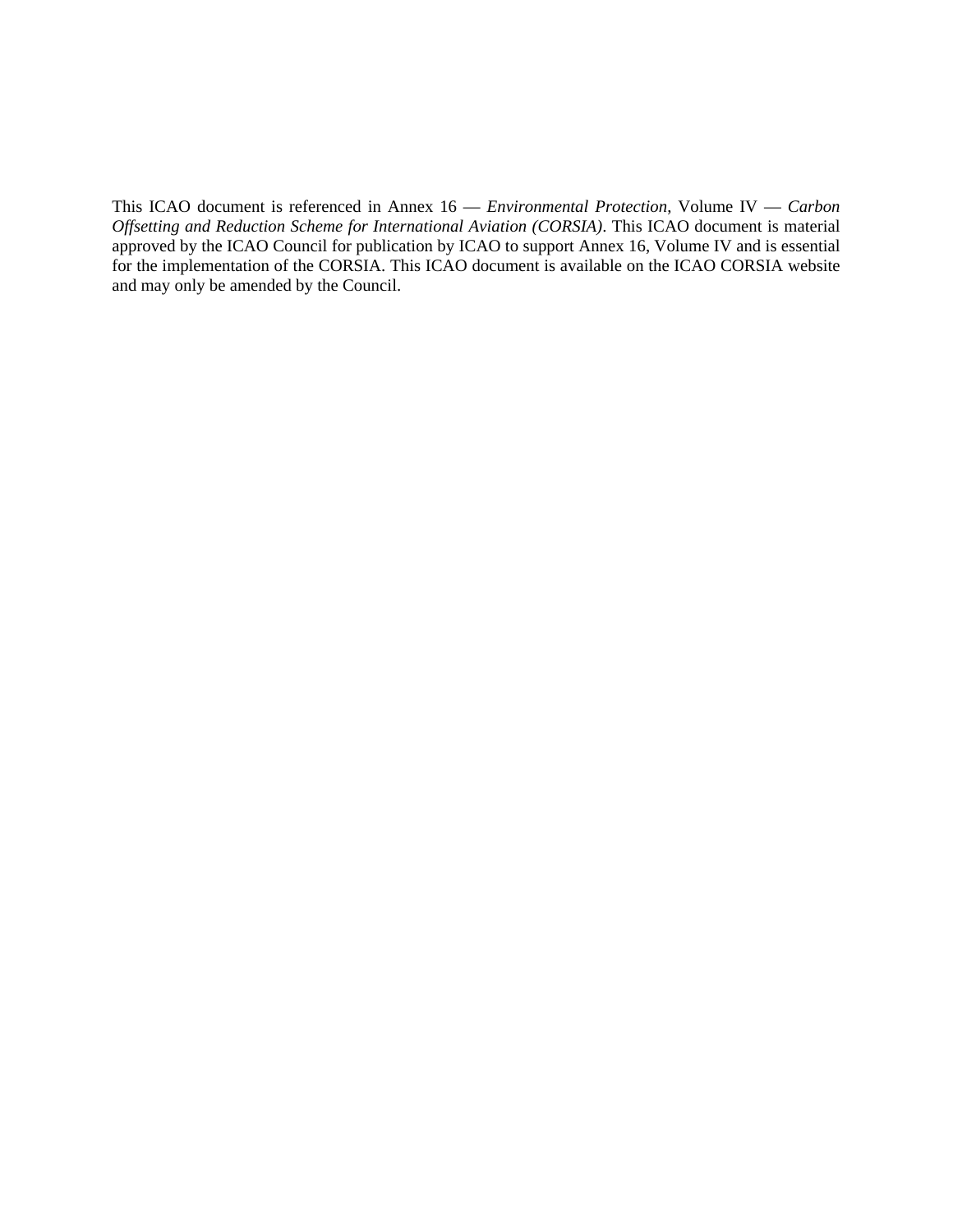This ICAO document is referenced in Annex 16 — *Environmental Protection*, Volume IV — *Carbon Offsetting and Reduction Scheme for International Aviation (CORSIA)*. This ICAO document is material approved by the ICAO Council for publication by ICAO to support Annex 16, Volume IV and is essential for the implementation of the CORSIA. This ICAO document is available on the ICAO CORSIA website and may only be amended by the Council.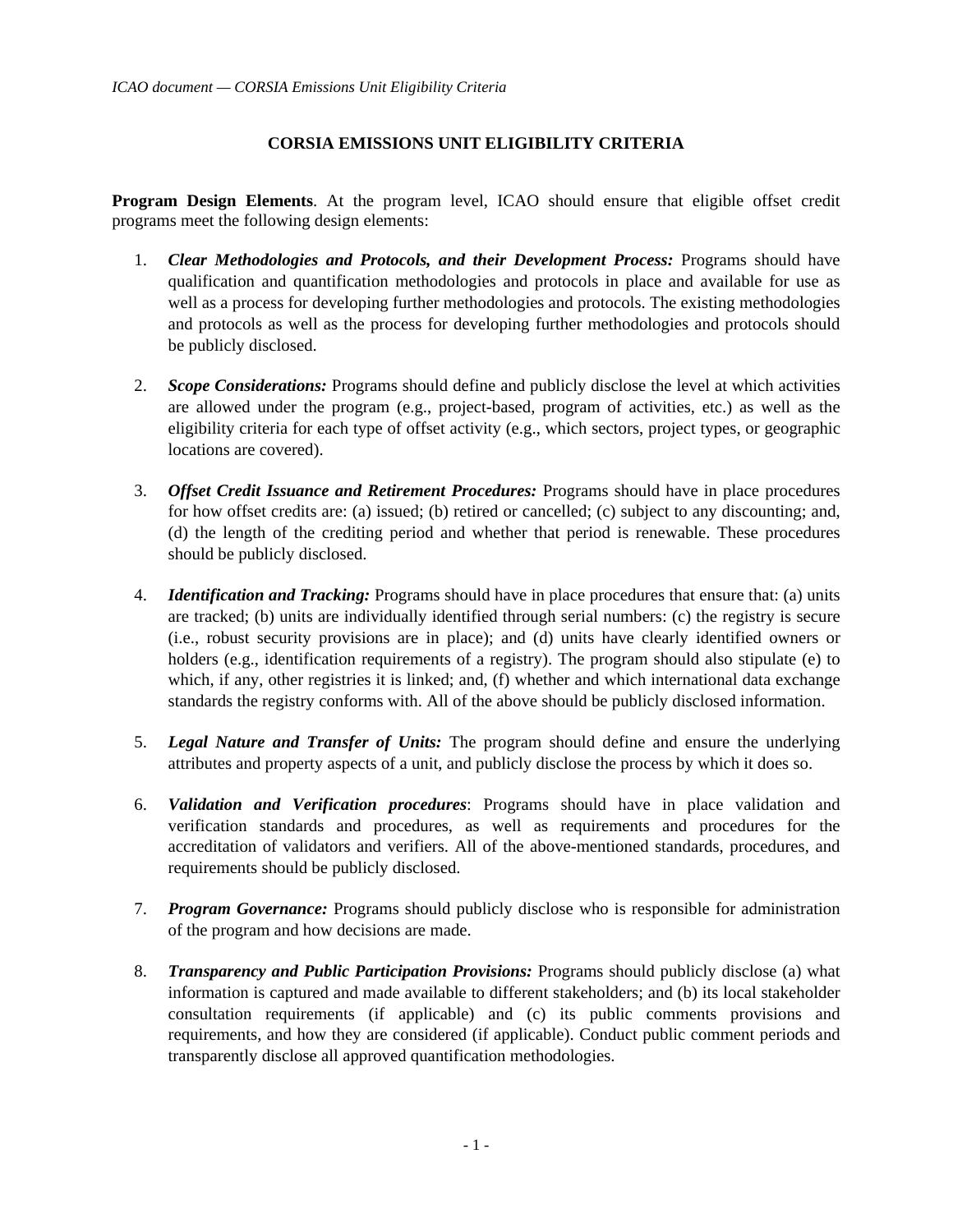# CORSIA EMISSIONS UNIT ELIGIBILITY CRITERIA

**Program Design Elements**. At the program level, ICAO should ensure that eligible offset credit programs meet the following design elements:

1. ***Clear Methodologies and Protocols, and their Development Process:*** Programs should have qualification and quantification methodologies and protocols in place and available for use as well as a process for developing further methodologies and protocols. The existing methodologies and protocols as well as the process for developing further methodologies and protocols should be publicly disclosed.

2. ***Scope Considerations:*** Programs should define and publicly disclose the level at which activities are allowed under the program (e.g., project-based, program of activities, etc.) as well as the eligibility criteria for each type of offset activity (e.g., which sectors, project types, or geographic locations are covered).

3. ***Offset Credit Issuance and Retirement Procedures:*** Programs should have in place procedures for how offset credits are: (a) issued; (b) retired or cancelled; (c) subject to any discounting; and, (d) the length of the crediting period and whether that period is renewable. These procedures should be publicly disclosed.

4. ***Identification and Tracking:*** Programs should have in place procedures that ensure that: (a) units are tracked; (b) units are individually identified through serial numbers: (c) the registry is secure (i.e., robust security provisions are in place); and (d) units have clearly identified owners or holders (e.g., identification requirements of a registry). The program should also stipulate (e) to which, if any, other registries it is linked; and, (f) whether and which international data exchange standards the registry conforms with. All of the above should be publicly disclosed information.

5. ***Legal Nature and Transfer of Units:*** The program should define and ensure the underlying attributes and property aspects of a unit, and publicly disclose the process by which it does so.

6. ***Validation and Verification procedures***: Programs should have in place validation and verification standards and procedures, as well as requirements and procedures for the accreditation of validators and verifiers. All of the above-mentioned standards, procedures, and requirements should be publicly disclosed.

7. ***Program Governance:*** Programs should publicly disclose who is responsible for administration of the program and how decisions are made.

8. ***Transparency and Public Participation Provisions:*** Programs should publicly disclose (a) what information is captured and made available to different stakeholders; and (b) its local stakeholder consultation requirements (if applicable) and (c) its public comments provisions and requirements, and how they are considered (if applicable). Conduct public comment periods and transparently disclose all approved quantification methodologies.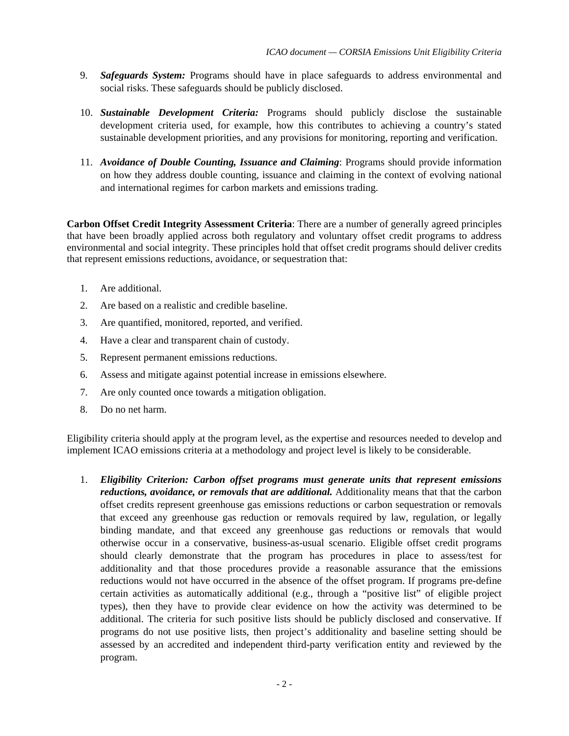9. ***Safeguards System:*** Programs should have in place safeguards to address environmental and social risks. These safeguards should be publicly disclosed.

10. ***Sustainable Development Criteria:*** Programs should publicly disclose the sustainable development criteria used, for example, how this contributes to achieving a country's stated sustainable development priorities, and any provisions for monitoring, reporting and verification.

11. ***Avoidance of Double Counting, Issuance and Claiming***: Programs should provide information on how they address double counting, issuance and claiming in the context of evolving national and international regimes for carbon markets and emissions trading.

**Carbon Offset Credit Integrity Assessment Criteria**: There are a number of generally agreed principles that have been broadly applied across both regulatory and voluntary offset credit programs to address environmental and social integrity. These principles hold that offset credit programs should deliver credits that represent emissions reductions, avoidance, or sequestration that:

1. Are additional.
2. Are based on a realistic and credible baseline.
3. Are quantified, monitored, reported, and verified.
4. Have a clear and transparent chain of custody.
5. Represent permanent emissions reductions.
6. Assess and mitigate against potential increase in emissions elsewhere.
7. Are only counted once towards a mitigation obligation.
8. Do no net harm.

Eligibility criteria should apply at the program level, as the expertise and resources needed to develop and implement ICAO emissions criteria at a methodology and project level is likely to be considerable.

1. ***Eligibility Criterion: Carbon offset programs must generate units that represent emissions reductions, avoidance, or removals that are additional.*** Additionality means that that the carbon offset credits represent greenhouse gas emissions reductions or carbon sequestration or removals that exceed any greenhouse gas reduction or removals required by law, regulation, or legally binding mandate, and that exceed any greenhouse gas reductions or removals that would otherwise occur in a conservative, business-as-usual scenario. Eligible offset credit programs should clearly demonstrate that the program has procedures in place to assess/test for additionality and that those procedures provide a reasonable assurance that the emissions reductions would not have occurred in the absence of the offset program. If programs pre-define certain activities as automatically additional (e.g., through a "positive list" of eligible project types), then they have to provide clear evidence on how the activity was determined to be additional. The criteria for such positive lists should be publicly disclosed and conservative. If programs do not use positive lists, then project's additionality and baseline setting should be assessed by an accredited and independent third-party verification entity and reviewed by the program.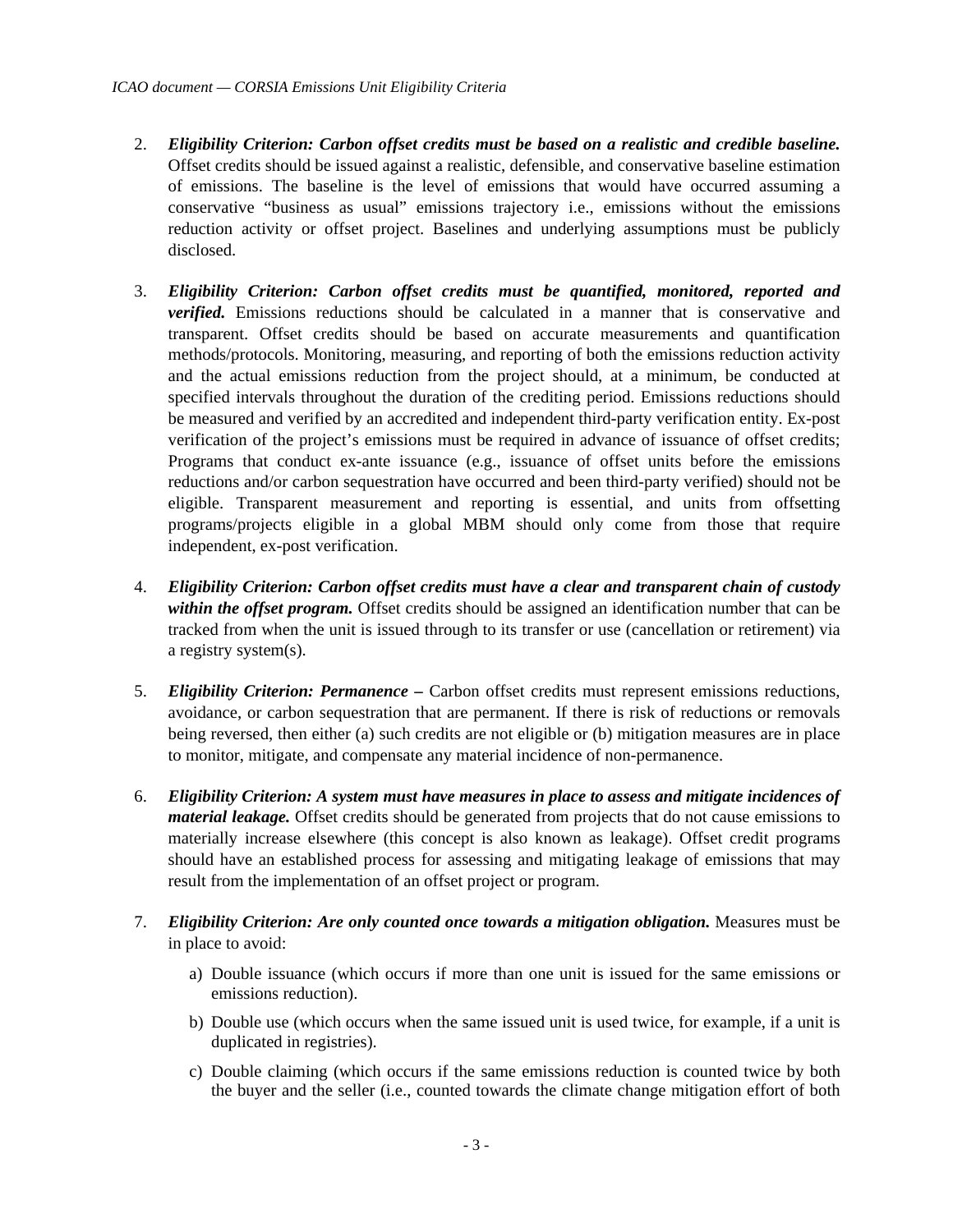2. ***Eligibility Criterion: Carbon offset credits must be based on a realistic and credible baseline.*** Offset credits should be issued against a realistic, defensible, and conservative baseline estimation of emissions. The baseline is the level of emissions that would have occurred assuming a conservative "business as usual" emissions trajectory i.e., emissions without the emissions reduction activity or offset project. Baselines and underlying assumptions must be publicly disclosed.

3. ***Eligibility Criterion: Carbon offset credits must be quantified, monitored, reported and verified.*** Emissions reductions should be calculated in a manner that is conservative and transparent. Offset credits should be based on accurate measurements and quantification methods/protocols. Monitoring, measuring, and reporting of both the emissions reduction activity and the actual emissions reduction from the project should, at a minimum, be conducted at specified intervals throughout the duration of the crediting period. Emissions reductions should be measured and verified by an accredited and independent third-party verification entity. Ex-post verification of the project's emissions must be required in advance of issuance of offset credits; Programs that conduct ex-ante issuance (e.g., issuance of offset units before the emissions reductions and/or carbon sequestration have occurred and been third-party verified) should not be eligible. Transparent measurement and reporting is essential, and units from offsetting programs/projects eligible in a global MBM should only come from those that require independent, ex-post verification.

4. ***Eligibility Criterion: Carbon offset credits must have a clear and transparent chain of custody within the offset program.*** Offset credits should be assigned an identification number that can be tracked from when the unit is issued through to its transfer or use (cancellation or retirement) via a registry system(s).

5. ***Eligibility Criterion: Permanence –*** Carbon offset credits must represent emissions reductions, avoidance, or carbon sequestration that are permanent. If there is risk of reductions or removals being reversed, then either (a) such credits are not eligible or (b) mitigation measures are in place to monitor, mitigate, and compensate any material incidence of non-permanence.

6. ***Eligibility Criterion: A system must have measures in place to assess and mitigate incidences of material leakage.*** Offset credits should be generated from projects that do not cause emissions to materially increase elsewhere (this concept is also known as leakage). Offset credit programs should have an established process for assessing and mitigating leakage of emissions that may result from the implementation of an offset project or program.

7. ***Eligibility Criterion: Are only counted once towards a mitigation obligation.*** Measures must be in place to avoid:

   a) Double issuance (which occurs if more than one unit is issued for the same emissions or emissions reduction).

   b) Double use (which occurs when the same issued unit is used twice, for example, if a unit is duplicated in registries).

   c) Double claiming (which occurs if the same emissions reduction is counted twice by both the buyer and the seller (i.e., counted towards the climate change mitigation effort of both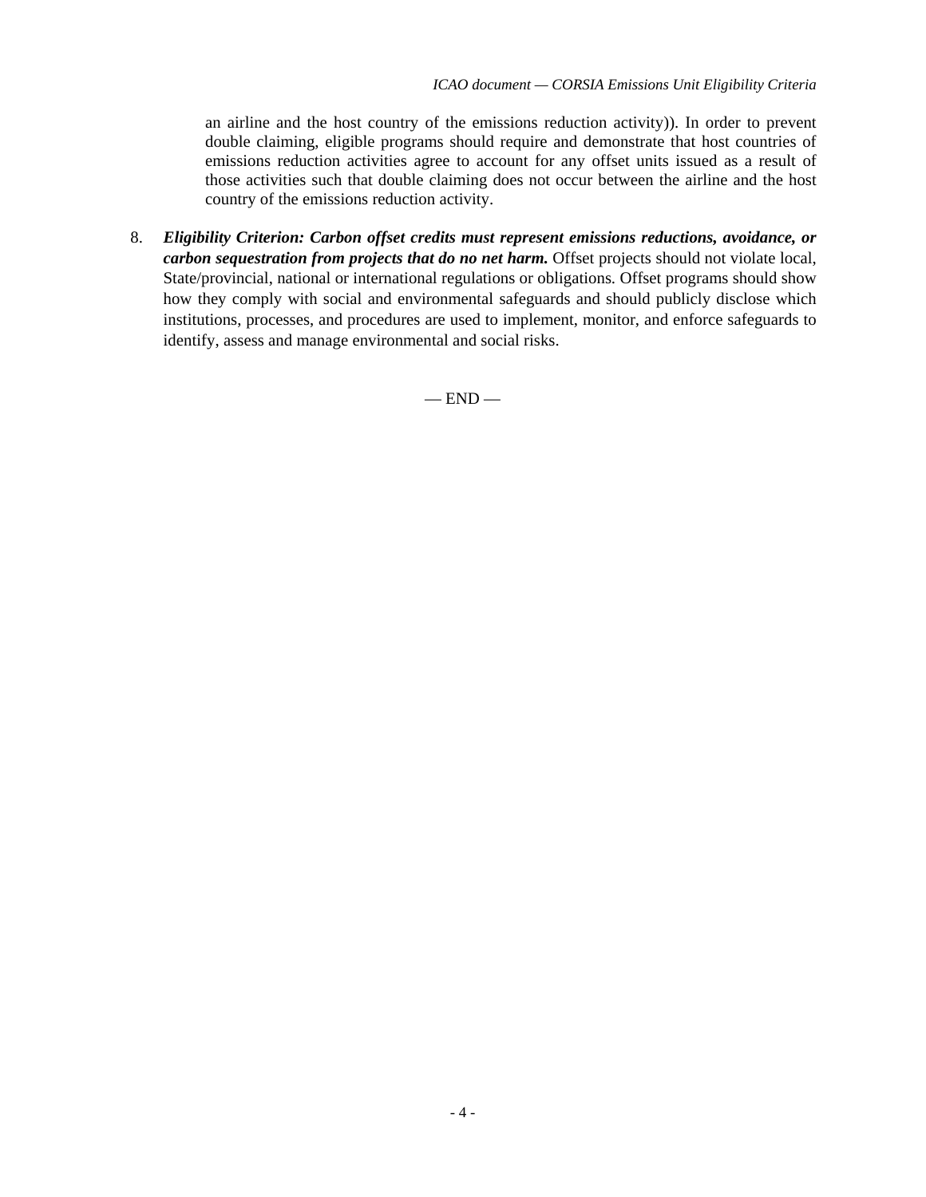an airline and the host country of the emissions reduction activity)). In order to prevent double claiming, eligible programs should require and demonstrate that host countries of emissions reduction activities agree to account for any offset units issued as a result of those activities such that double claiming does not occur between the airline and the host country of the emissions reduction activity.

8. ***Eligibility Criterion: Carbon offset credits must represent emissions reductions, avoidance, or carbon sequestration from projects that do no net harm.*** Offset projects should not violate local, State/provincial, national or international regulations or obligations. Offset programs should show how they comply with social and environmental safeguards and should publicly disclose which institutions, processes, and procedures are used to implement, monitor, and enforce safeguards to identify, assess and manage environmental and social risks.

— END —